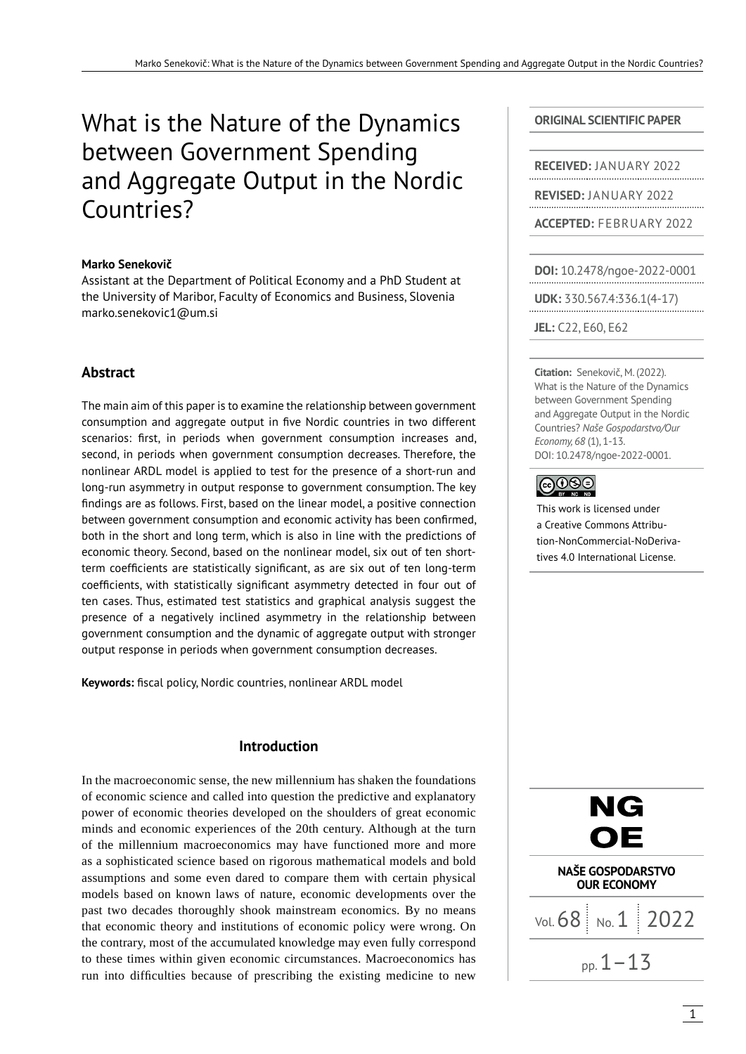# What is the Nature of the Dynamics between Government Spending and Aggregate Output in the Nordic Countries?

**Marko Senekovič**

Assistant at the Department of Political Economy and a PhD Student at the University of Maribor, Faculty of Economics and Business, Slovenia
marko.senekovic1@um.si

**ORIGINAL SCIENTIFIC PAPER**

**RECEIVED:** JANUARY 2022

**REVISED:** JANUARY 2022

**ACCEPTED:** FEBRUARY 2022

**DOI:** 10.2478/ngoe-2022-0001

**UDK:** 330.567.4:336.1(4-17)

**JEL:** C22, E60, E62

**Citation:** Senekovič, M. (2022). What is the Nature of the Dynamics between Government Spending and Aggregate Output in the Nordic Countries? *Naše Gospodarstvo/Our Economy, 68* (1), 1-13. DOI: 10.2478/ngoe-2022-0001.

This work is licensed under a Creative Commons Attribution-NonCommercial-NoDerivatives 4.0 International License.

## Abstract

The main aim of this paper is to examine the relationship between government consumption and aggregate output in five Nordic countries in two different scenarios: first, in periods when government consumption increases and, second, in periods when government consumption decreases. Therefore, the nonlinear ARDL model is applied to test for the presence of a short-run and long-run asymmetry in output response to government consumption. The key findings are as follows. First, based on the linear model, a positive connection between government consumption and economic activity has been confirmed, both in the short and long term, which is also in line with the predictions of economic theory. Second, based on the nonlinear model, six out of ten short-term coefficients are statistically significant, as are six out of ten long-term coefficients, with statistically significant asymmetry detected in four out of ten cases. Thus, estimated test statistics and graphical analysis suggest the presence of a negatively inclined asymmetry in the relationship between government consumption and the dynamic of aggregate output with stronger output response in periods when government consumption decreases.

**Keywords:** fiscal policy, Nordic countries, nonlinear ARDL model

## Introduction

In the macroeconomic sense, the new millennium has shaken the foundations of economic science and called into question the predictive and explanatory power of economic theories developed on the shoulders of great economic minds and economic experiences of the 20th century. Although at the turn of the millennium macroeconomics may have functioned more and more as a sophisticated science based on rigorous mathematical models and bold assumptions and some even dared to compare them with certain physical models based on known laws of nature, economic developments over the past two decades thoroughly shook mainstream economics. By no means that economic theory and institutions of economic policy were wrong. On the contrary, most of the accumulated knowledge may even fully correspond to these times within given economic circumstances. Macroeconomics has run into difficulties because of prescribing the existing medicine to new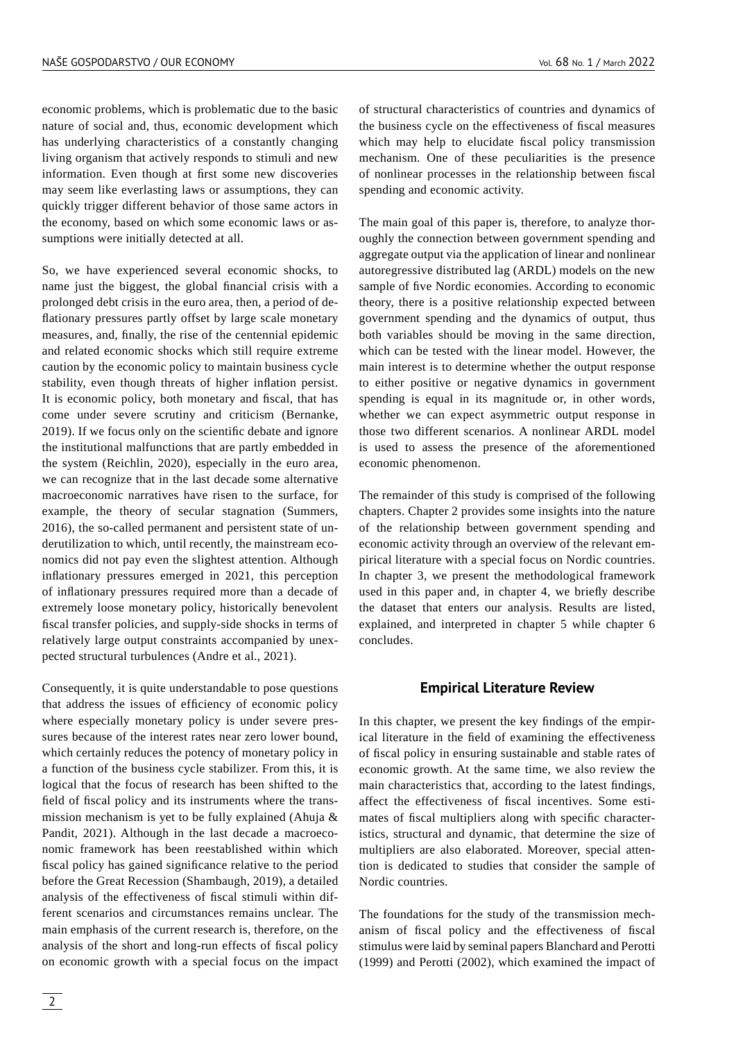economic problems, which is problematic due to the basic nature of social and, thus, economic development which has underlying characteristics of a constantly changing living organism that actively responds to stimuli and new information. Even though at first some new discoveries may seem like everlasting laws or assumptions, they can quickly trigger different behavior of those same actors in the economy, based on which some economic laws or assumptions were initially detected at all.

So, we have experienced several economic shocks, to name just the biggest, the global financial crisis with a prolonged debt crisis in the euro area, then, a period of deflationary pressures partly offset by large scale monetary measures, and, finally, the rise of the centennial epidemic and related economic shocks which still require extreme caution by the economic policy to maintain business cycle stability, even though threats of higher inflation persist. It is economic policy, both monetary and fiscal, that has come under severe scrutiny and criticism (Bernanke, 2019). If we focus only on the scientific debate and ignore the institutional malfunctions that are partly embedded in the system (Reichlin, 2020), especially in the euro area, we can recognize that in the last decade some alternative macroeconomic narratives have risen to the surface, for example, the theory of secular stagnation (Summers, 2016), the so-called permanent and persistent state of underutilization to which, until recently, the mainstream economics did not pay even the slightest attention. Although inflationary pressures emerged in 2021, this perception of inflationary pressures required more than a decade of extremely loose monetary policy, historically benevolent fiscal transfer policies, and supply-side shocks in terms of relatively large output constraints accompanied by unexpected structural turbulences (Andre et al., 2021).

Consequently, it is quite understandable to pose questions that address the issues of efficiency of economic policy where especially monetary policy is under severe pressures because of the interest rates near zero lower bound, which certainly reduces the potency of monetary policy in a function of the business cycle stabilizer. From this, it is logical that the focus of research has been shifted to the field of fiscal policy and its instruments where the transmission mechanism is yet to be fully explained (Ahuja & Pandit, 2021). Although in the last decade a macroeconomic framework has been reestablished within which fiscal policy has gained significance relative to the period before the Great Recession (Shambaugh, 2019), a detailed analysis of the effectiveness of fiscal stimuli within different scenarios and circumstances remains unclear. The main emphasis of the current research is, therefore, on the analysis of the short and long-run effects of fiscal policy on economic growth with a special focus on the impact of structural characteristics of countries and dynamics of the business cycle on the effectiveness of fiscal measures which may help to elucidate fiscal policy transmission mechanism. One of these peculiarities is the presence of nonlinear processes in the relationship between fiscal spending and economic activity.

The main goal of this paper is, therefore, to analyze thoroughly the connection between government spending and aggregate output via the application of linear and nonlinear autoregressive distributed lag (ARDL) models on the new sample of five Nordic economies. According to economic theory, there is a positive relationship expected between government spending and the dynamics of output, thus both variables should be moving in the same direction, which can be tested with the linear model. However, the main interest is to determine whether the output response to either positive or negative dynamics in government spending is equal in its magnitude or, in other words, whether we can expect asymmetric output response in those two different scenarios. A nonlinear ARDL model is used to assess the presence of the aforementioned economic phenomenon.

The remainder of this study is comprised of the following chapters. Chapter 2 provides some insights into the nature of the relationship between government spending and economic activity through an overview of the relevant empirical literature with a special focus on Nordic countries. In chapter 3, we present the methodological framework used in this paper and, in chapter 4, we briefly describe the dataset that enters our analysis. Results are listed, explained, and interpreted in chapter 5 while chapter 6 concludes.

## Empirical Literature Review

In this chapter, we present the key findings of the empirical literature in the field of examining the effectiveness of fiscal policy in ensuring sustainable and stable rates of economic growth. At the same time, we also review the main characteristics that, according to the latest findings, affect the effectiveness of fiscal incentives. Some estimates of fiscal multipliers along with specific characteristics, structural and dynamic, that determine the size of multipliers are also elaborated. Moreover, special attention is dedicated to studies that consider the sample of Nordic countries.

The foundations for the study of the transmission mechanism of fiscal policy and the effectiveness of fiscal stimulus were laid by seminal papers Blanchard and Perotti (1999) and Perotti (2002), which examined the impact of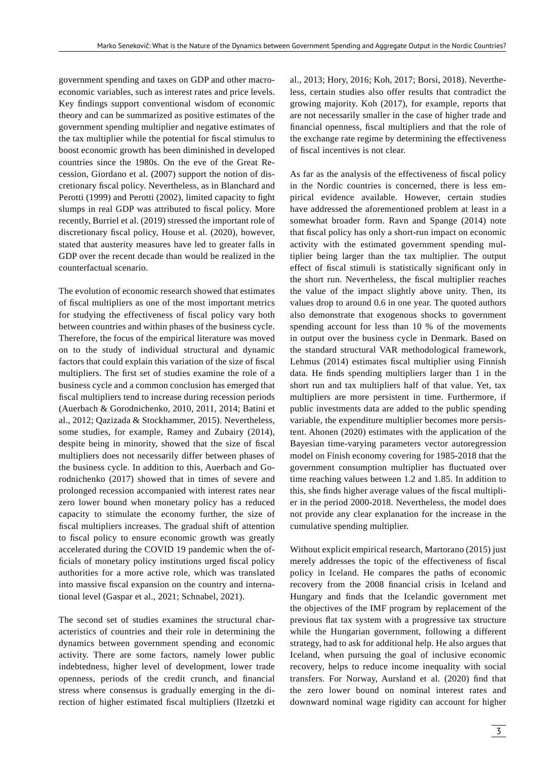government spending and taxes on GDP and other macroeconomic variables, such as interest rates and price levels. Key findings support conventional wisdom of economic theory and can be summarized as positive estimates of the government spending multiplier and negative estimates of the tax multiplier while the potential for fiscal stimulus to boost economic growth has been diminished in developed countries since the 1980s. On the eve of the Great Recession, Giordano et al. (2007) support the notion of discretionary fiscal policy. Nevertheless, as in Blanchard and Perotti (1999) and Perotti (2002), limited capacity to fight slumps in real GDP was attributed to fiscal policy. More recently, Burriel et al. (2019) stressed the important role of discretionary fiscal policy, House et al. (2020), however, stated that austerity measures have led to greater falls in GDP over the recent decade than would be realized in the counterfactual scenario.

The evolution of economic research showed that estimates of fiscal multipliers as one of the most important metrics for studying the effectiveness of fiscal policy vary both between countries and within phases of the business cycle. Therefore, the focus of the empirical literature was moved on to the study of individual structural and dynamic factors that could explain this variation of the size of fiscal multipliers. The first set of studies examine the role of a business cycle and a common conclusion has emerged that fiscal multipliers tend to increase during recession periods (Auerbach & Gorodnichenko, 2010, 2011, 2014; Batini et al., 2012; Qazizada & Stockhammer, 2015). Nevertheless, some studies, for example, Ramey and Zubairy (2014), despite being in minority, showed that the size of fiscal multipliers does not necessarily differ between phases of the business cycle. In addition to this, Auerbach and Gorodnichenko (2017) showed that in times of severe and prolonged recession accompanied with interest rates near zero lower bound when monetary policy has a reduced capacity to stimulate the economy further, the size of fiscal multipliers increases. The gradual shift of attention to fiscal policy to ensure economic growth was greatly accelerated during the COVID 19 pandemic when the officials of monetary policy institutions urged fiscal policy authorities for a more active role, which was translated into massive fiscal expansion on the country and international level (Gaspar et al., 2021; Schnabel, 2021).

The second set of studies examines the structural characteristics of countries and their role in determining the dynamics between government spending and economic activity. There are some factors, namely lower public indebtedness, higher level of development, lower trade openness, periods of the credit crunch, and financial stress where consensus is gradually emerging in the direction of higher estimated fiscal multipliers (Ilzetzki et al., 2013; Hory, 2016; Koh, 2017; Borsi, 2018). Nevertheless, certain studies also offer results that contradict the growing majority. Koh (2017), for example, reports that are not necessarily smaller in the case of higher trade and financial openness, fiscal multipliers and that the role of the exchange rate regime by determining the effectiveness of fiscal incentives is not clear.

As far as the analysis of the effectiveness of fiscal policy in the Nordic countries is concerned, there is less empirical evidence available. However, certain studies have addressed the aforementioned problem at least in a somewhat broader form. Ravn and Spange (2014) note that fiscal policy has only a short-run impact on economic activity with the estimated government spending multiplier being larger than the tax multiplier. The output effect of fiscal stimuli is statistically significant only in the short run. Nevertheless, the fiscal multiplier reaches the value of the impact slightly above unity. Then, its values drop to around 0.6 in one year. The quoted authors also demonstrate that exogenous shocks to government spending account for less than 10 % of the movements in output over the business cycle in Denmark. Based on the standard structural VAR methodological framework, Lehmus (2014) estimates fiscal multiplier using Finnish data. He finds spending multipliers larger than 1 in the short run and tax multipliers half of that value. Yet, tax multipliers are more persistent in time. Furthermore, if public investments data are added to the public spending variable, the expenditure multiplier becomes more persistent. Ahonen (2020) estimates with the application of the Bayesian time-varying parameters vector autoregression model on Finish economy covering for 1985-2018 that the government consumption multiplier has fluctuated over time reaching values between 1.2 and 1.85. In addition to this, she finds higher average values of the fiscal multiplier in the period 2000-2018. Nevertheless, the model does not provide any clear explanation for the increase in the cumulative spending multiplier.

Without explicit empirical research, Martorano (2015) just merely addresses the topic of the effectiveness of fiscal policy in Iceland. He compares the paths of economic recovery from the 2008 financial crisis in Iceland and Hungary and finds that the Icelandic government met the objectives of the IMF program by replacement of the previous flat tax system with a progressive tax structure while the Hungarian government, following a different strategy, had to ask for additional help. He also argues that Iceland, when pursuing the goal of inclusive economic recovery, helps to reduce income inequality with social transfers. For Norway, Aursland et al. (2020) find that the zero lower bound on nominal interest rates and downward nominal wage rigidity can account for higher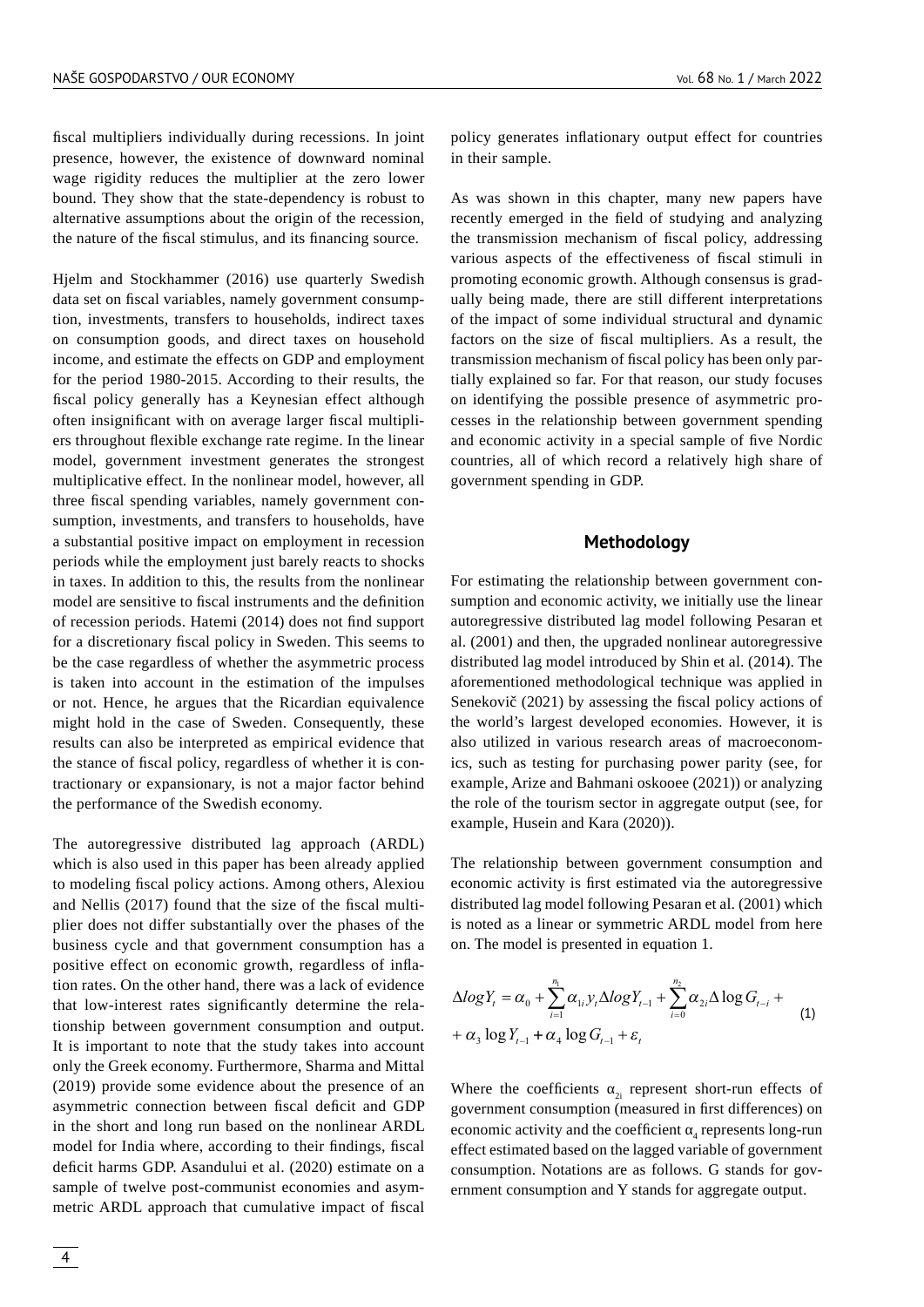fiscal multipliers individually during recessions. In joint presence, however, the existence of downward nominal wage rigidity reduces the multiplier at the zero lower bound. They show that the state-dependency is robust to alternative assumptions about the origin of the recession, the nature of the fiscal stimulus, and its financing source.

Hjelm and Stockhammer (2016) use quarterly Swedish data set on fiscal variables, namely government consumption, investments, transfers to households, indirect taxes on consumption goods, and direct taxes on household income, and estimate the effects on GDP and employment for the period 1980-2015. According to their results, the fiscal policy generally has a Keynesian effect although often insignificant with on average larger fiscal multipliers throughout flexible exchange rate regime. In the linear model, government investment generates the strongest multiplicative effect. In the nonlinear model, however, all three fiscal spending variables, namely government consumption, investments, and transfers to households, have a substantial positive impact on employment in recession periods while the employment just barely reacts to shocks in taxes. In addition to this, the results from the nonlinear model are sensitive to fiscal instruments and the definition of recession periods. Hatemi (2014) does not find support for a discretionary fiscal policy in Sweden. This seems to be the case regardless of whether the asymmetric process is taken into account in the estimation of the impulses or not. Hence, he argues that the Ricardian equivalence might hold in the case of Sweden. Consequently, these results can also be interpreted as empirical evidence that the stance of fiscal policy, regardless of whether it is contractionary or expansionary, is not a major factor behind the performance of the Swedish economy.

The autoregressive distributed lag approach (ARDL) which is also used in this paper has been already applied to modeling fiscal policy actions. Among others, Alexiou and Nellis (2017) found that the size of the fiscal multiplier does not differ substantially over the phases of the business cycle and that government consumption has a positive effect on economic growth, regardless of inflation rates. On the other hand, there was a lack of evidence that low-interest rates significantly determine the relationship between government consumption and output. It is important to note that the study takes into account only the Greek economy. Furthermore, Sharma and Mittal (2019) provide some evidence about the presence of an asymmetric connection between fiscal deficit and GDP in the short and long run based on the nonlinear ARDL model for India where, according to their findings, fiscal deficit harms GDP. Asandului et al. (2020) estimate on a sample of twelve post-communist economies and asymmetric ARDL approach that cumulative impact of fiscal policy generates inflationary output effect for countries in their sample.

As was shown in this chapter, many new papers have recently emerged in the field of studying and analyzing the transmission mechanism of fiscal policy, addressing various aspects of the effectiveness of fiscal stimuli in promoting economic growth. Although consensus is gradually being made, there are still different interpretations of the impact of some individual structural and dynamic factors on the size of fiscal multipliers. As a result, the transmission mechanism of fiscal policy has been only partially explained so far. For that reason, our study focuses on identifying the possible presence of asymmetric processes in the relationship between government spending and economic activity in a special sample of five Nordic countries, all of which record a relatively high share of government spending in GDP.

## Methodology

For estimating the relationship between government consumption and economic activity, we initially use the linear autoregressive distributed lag model following Pesaran et al. (2001) and then, the upgraded nonlinear autoregressive distributed lag model introduced by Shin et al. (2014). The aforementioned methodological technique was applied in Senekovič (2021) by assessing the fiscal policy actions of the world's largest developed economies. However, it is also utilized in various research areas of macroeconomics, such as testing for purchasing power parity (see, for example, Arize and Bahmani oskooee (2021)) or analyzing the role of the tourism sector in aggregate output (see, for example, Husein and Kara (2020)).

The relationship between government consumption and economic activity is first estimated via the autoregressive distributed lag model following Pesaran et al. (2001) which is noted as a linear or symmetric ARDL model from here on. The model is presented in equation 1.

$$\Delta log Y_t = \alpha_0 + \sum_{i=1}^{n_1} \alpha_{1i} y_t \Delta log Y_{t-1} + \sum_{i=0}^{n_2} \alpha_{2i} \Delta \log G_{t-i} + + \alpha_3 \log Y_{t-1} + \alpha_4 \log G_{t-1} + \varepsilon_t \quad (1)$$

Where the coefficients $\alpha_{2i}$ represent short-run effects of government consumption (measured in first differences) on economic activity and the coefficient $\alpha_4$ represents long-run effect estimated based on the lagged variable of government consumption. Notations are as follows. G stands for government consumption and Y stands for aggregate output.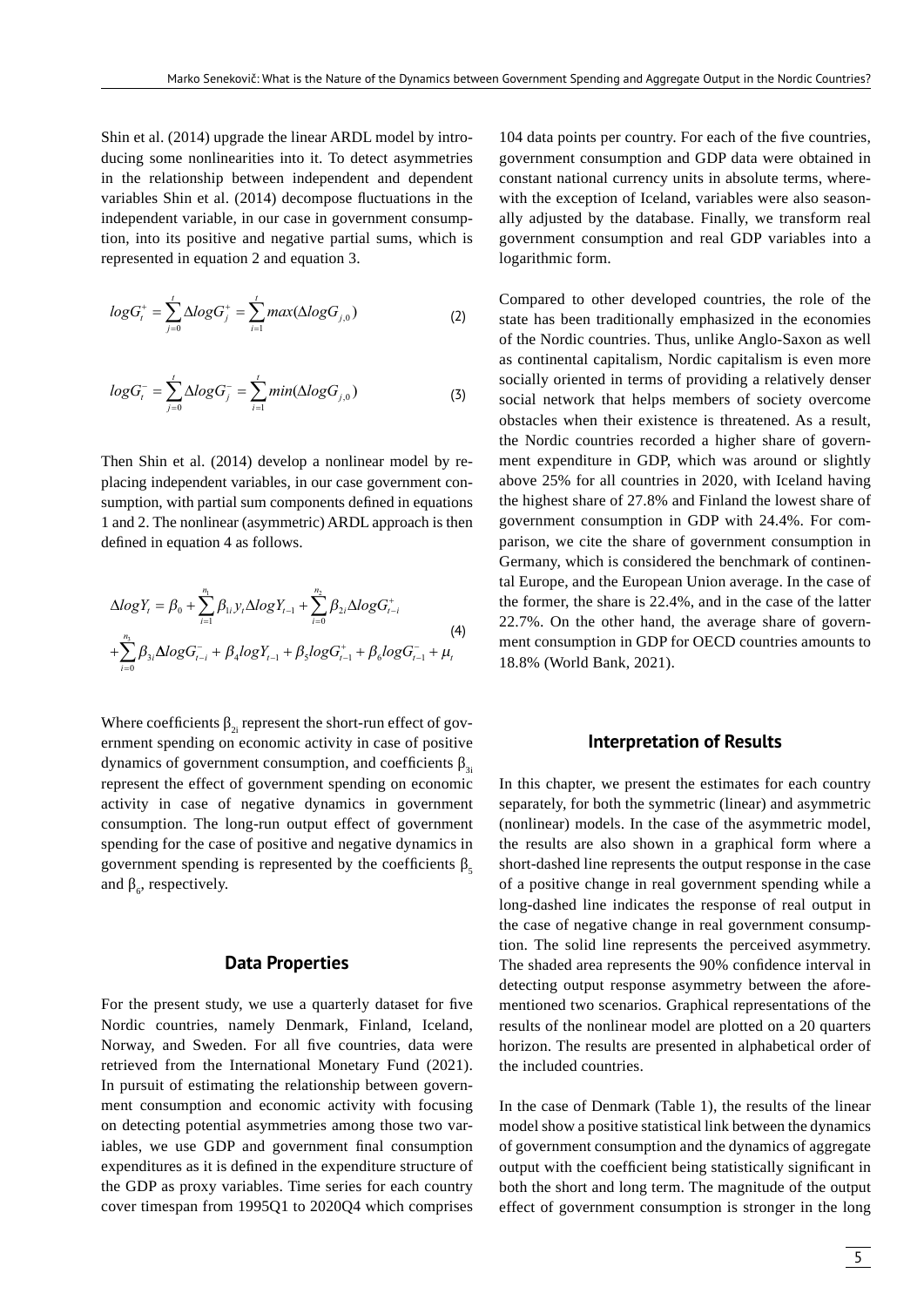Shin et al. (2014) upgrade the linear ARDL model by introducing some nonlinearities into it. To detect asymmetries in the relationship between independent and dependent variables Shin et al. (2014) decompose fluctuations in the independent variable, in our case in government consumption, into its positive and negative partial sums, which is represented in equation 2 and equation 3.

$$logG_t^+ = \sum_{j=0}^{t} \Delta logG_j^+ = \sum_{i=1}^{t} max(\Delta logG_{j,0}) \tag{2}$$

$$logG_t^- = \sum_{j=0}^{t} \Delta logG_j^- = \sum_{i=1}^{t} min(\Delta logG_{j,0}) \tag{3}$$

Then Shin et al. (2014) develop a nonlinear model by replacing independent variables, in our case government consumption, with partial sum components defined in equations 1 and 2. The nonlinear (asymmetric) ARDL approach is then defined in equation 4 as follows.

$$\Delta logY_t = \beta_0 + \sum_{i=1}^{n_1} \beta_{1i} y_t \Delta logY_{t-1} + \sum_{i=0}^{n_2} \beta_{2i} \Delta logG_{t-i}^+ + \sum_{i=0}^{n_3} \beta_{3i} \Delta logG_{t-i}^- + \beta_4 logY_{t-1} + \beta_5 logG_{t-1}^+ + \beta_6 logG_{t-1}^- + \mu_t \tag{4}$$

Where coefficients $\beta_{2i}$ represent the short-run effect of government spending on economic activity in case of positive dynamics of government consumption, and coefficients $\beta_{3i}$ represent the effect of government spending on economic activity in case of negative dynamics in government consumption. The long-run output effect of government spending for the case of positive and negative dynamics in government spending is represented by the coefficients $\beta_5$ and $\beta_6$, respectively.

## Data Properties

For the present study, we use a quarterly dataset for five Nordic countries, namely Denmark, Finland, Iceland, Norway, and Sweden. For all five countries, data were retrieved from the International Monetary Fund (2021). In pursuit of estimating the relationship between government consumption and economic activity with focusing on detecting potential asymmetries among those two variables, we use GDP and government final consumption expenditures as it is defined in the expenditure structure of the GDP as proxy variables. Time series for each country cover timespan from 1995Q1 to 2020Q4 which comprises 104 data points per country. For each of the five countries, government consumption and GDP data were obtained in constant national currency units in absolute terms, wherewith the exception of Iceland, variables were also seasonally adjusted by the database. Finally, we transform real government consumption and real GDP variables into a logarithmic form.

Compared to other developed countries, the role of the state has been traditionally emphasized in the economies of the Nordic countries. Thus, unlike Anglo-Saxon as well as continental capitalism, Nordic capitalism is even more socially oriented in terms of providing a relatively denser social network that helps members of society overcome obstacles when their existence is threatened. As a result, the Nordic countries recorded a higher share of government expenditure in GDP, which was around or slightly above 25% for all countries in 2020, with Iceland having the highest share of 27.8% and Finland the lowest share of government consumption in GDP with 24.4%. For comparison, we cite the share of government consumption in Germany, which is considered the benchmark of continental Europe, and the European Union average. In the case of the former, the share is 22.4%, and in the case of the latter 22.7%. On the other hand, the average share of government consumption in GDP for OECD countries amounts to 18.8% (World Bank, 2021).

## Interpretation of Results

In this chapter, we present the estimates for each country separately, for both the symmetric (linear) and asymmetric (nonlinear) models. In the case of the asymmetric model, the results are also shown in a graphical form where a short-dashed line represents the output response in the case of a positive change in real government spending while a long-dashed line indicates the response of real output in the case of negative change in real government consumption. The solid line represents the perceived asymmetry. The shaded area represents the 90% confidence interval in detecting output response asymmetry between the aforementioned two scenarios. Graphical representations of the results of the nonlinear model are plotted on a 20 quarters horizon. The results are presented in alphabetical order of the included countries.

In the case of Denmark (Table 1), the results of the linear model show a positive statistical link between the dynamics of government consumption and the dynamics of aggregate output with the coefficient being statistically significant in both the short and long term. The magnitude of the output effect of government consumption is stronger in the long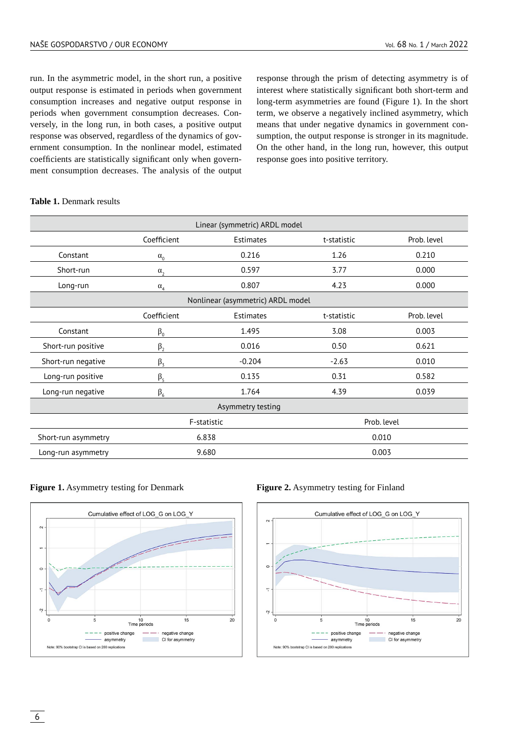run. In the asymmetric model, in the short run, a positive output response is estimated in periods when government consumption increases and negative output response in periods when government consumption decreases. Conversely, in the long run, in both cases, a positive output response was observed, regardless of the dynamics of government consumption. In the nonlinear model, estimated coefficients are statistically significant only when government consumption decreases. The analysis of the output response through the prism of detecting asymmetry is of interest where statistically significant both short-term and long-term asymmetries are found (Figure 1). In the short term, we observe a negatively inclined asymmetry, which means that under negative dynamics in government consumption, the output response is stronger in its magnitude. On the other hand, in the long run, however, this output response goes into positive territory.

**Table 1.** Denmark results

| | | | | |
|---|---|---|---|---|
| Linear (symmetric) ARDL model | | | | |
| | Coefficient | Estimates | t-statistic | Prob. level |
| Constant | $\alpha_0$ | 0.216 | 1.26 | 0.210 |
| Short-run | $\alpha_2$ | 0.597 | 3.77 | 0.000 |
| Long-run | $\alpha_4$ | 0.807 | 4.23 | 0.000 |
| Nonlinear (asymmetric) ARDL model | | | | |
| | Coefficient | Estimates | t-statistic | Prob. level |
| Constant | $\beta_0$ | 1.495 | 3.08 | 0.003 |
| Short-run positive | $\beta_2$ | 0.016 | 0.50 | 0.621 |
| Short-run negative | $\beta_3$ | -0.204 | -2.63 | 0.010 |
| Long-run positive | $\beta_5$ | 0.135 | 0.31 | 0.582 |
| Long-run negative | $\beta_6$ | 1.764 | 4.39 | 0.039 |
| Asymmetry testing | | | | |
| | F-statistic | | Prob. level | |
| Short-run asymmetry | 6.838 | | 0.010 | |
| Long-run asymmetry | 9.680 | | 0.003 | |

**Figure 1.** Asymmetry testing for Denmark

Cumulative effect of LOG_G on LOG_Y

2
1
0
-1
-2

0 5 10 15 20
Time periods

positive change
negative change
asymmetry
CI for asymmetry

Note: 90% bootstrap CI is based on 200 replications

**Figure 2.** Asymmetry testing for Finland

Cumulative effect of LOG_G on LOG_Y

2
1
0
-1
-2

0 5 10 15 20
Time periods

positive change
negative change
asymmetry
CI for asymmetry

Note: 90% bootstrap CI is based on 200 replications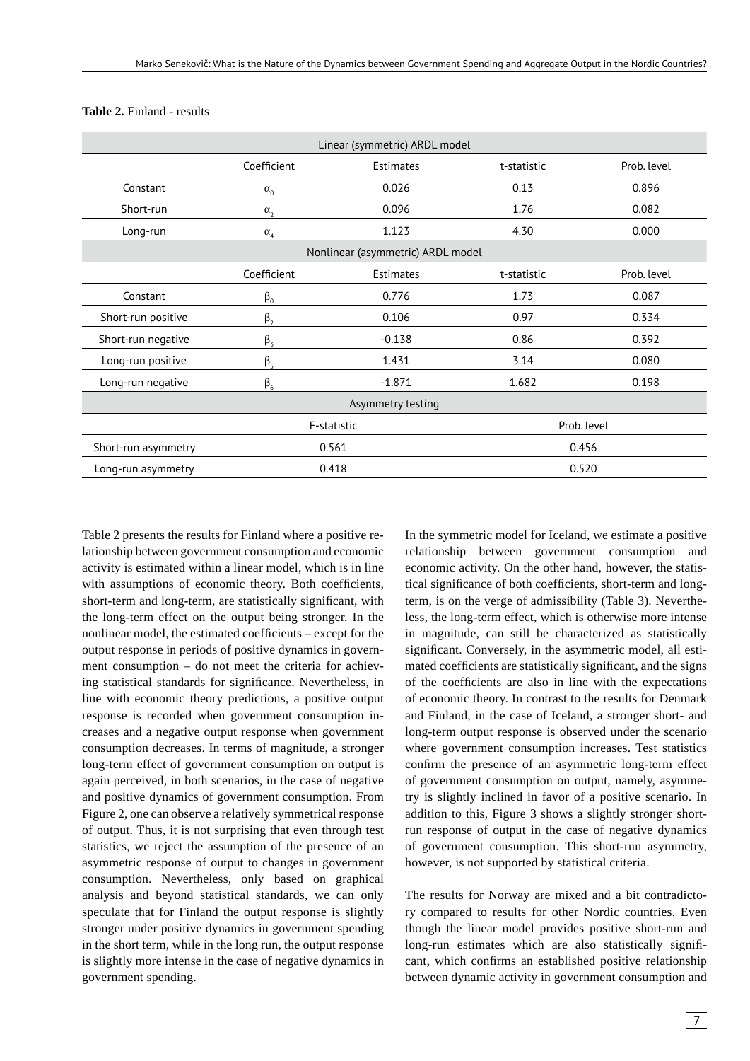**Table 2.** Finland - results

| Linear (symmetric) ARDL model | | | | |
|---|---|---|---|---|
| | Coefficient | Estimates | t-statistic | Prob. level |
| Constant | $\alpha_0$ | 0.026 | 0.13 | 0.896 |
| Short-run | $\alpha_2$ | 0.096 | 1.76 | 0.082 |
| Long-run | $\alpha_4$ | 1.123 | 4.30 | 0.000 |
| Nonlinear (asymmetric) ARDL model | | | | |
| | Coefficient | Estimates | t-statistic | Prob. level |
| Constant | $\beta_0$ | 0.776 | 1.73 | 0.087 |
| Short-run positive | $\beta_2$ | 0.106 | 0.97 | 0.334 |
| Short-run negative | $\beta_3$ | -0.138 | 0.86 | 0.392 |
| Long-run positive | $\beta_5$ | 1.431 | 3.14 | 0.080 |
| Long-run negative | $\beta_6$ | -1.871 | 1.682 | 0.198 |
| Asymmetry testing | | | | |
| | F-statistic | | Prob. level | |
| Short-run asymmetry | 0.561 | | 0.456 | |
| Long-run asymmetry | 0.418 | | 0.520 | |

Table 2 presents the results for Finland where a positive relationship between government consumption and economic activity is estimated within a linear model, which is in line with assumptions of economic theory. Both coefficients, short-term and long-term, are statistically significant, with the long-term effect on the output being stronger. In the nonlinear model, the estimated coefficients – except for the output response in periods of positive dynamics in government consumption – do not meet the criteria for achieving statistical standards for significance. Nevertheless, in line with economic theory predictions, a positive output response is recorded when government consumption increases and a negative output response when government consumption decreases. In terms of magnitude, a stronger long-term effect of government consumption on output is again perceived, in both scenarios, in the case of negative and positive dynamics of government consumption. From Figure 2, one can observe a relatively symmetrical response of output. Thus, it is not surprising that even through test statistics, we reject the assumption of the presence of an asymmetric response of output to changes in government consumption. Nevertheless, only based on graphical analysis and beyond statistical standards, we can only speculate that for Finland the output response is slightly stronger under positive dynamics in government spending in the short term, while in the long run, the output response is slightly more intense in the case of negative dynamics in government spending.

In the symmetric model for Iceland, we estimate a positive relationship between government consumption and economic activity. On the other hand, however, the statistical significance of both coefficients, short-term and long-term, is on the verge of admissibility (Table 3). Nevertheless, the long-term effect, which is otherwise more intense in magnitude, can still be characterized as statistically significant. Conversely, in the asymmetric model, all estimated coefficients are statistically significant, and the signs of the coefficients are also in line with the expectations of economic theory. In contrast to the results for Denmark and Finland, in the case of Iceland, a stronger short- and long-term output response is observed under the scenario where government consumption increases. Test statistics confirm the presence of an asymmetric long-term effect of government consumption on output, namely, asymmetry is slightly inclined in favor of a positive scenario. In addition to this, Figure 3 shows a slightly stronger short-run response of output in the case of negative dynamics of government consumption. This short-run asymmetry, however, is not supported by statistical criteria.

The results for Norway are mixed and a bit contradictory compared to results for other Nordic countries. Even though the linear model provides positive short-run and long-run estimates which are also statistically significant, which confirms an established positive relationship between dynamic activity in government consumption and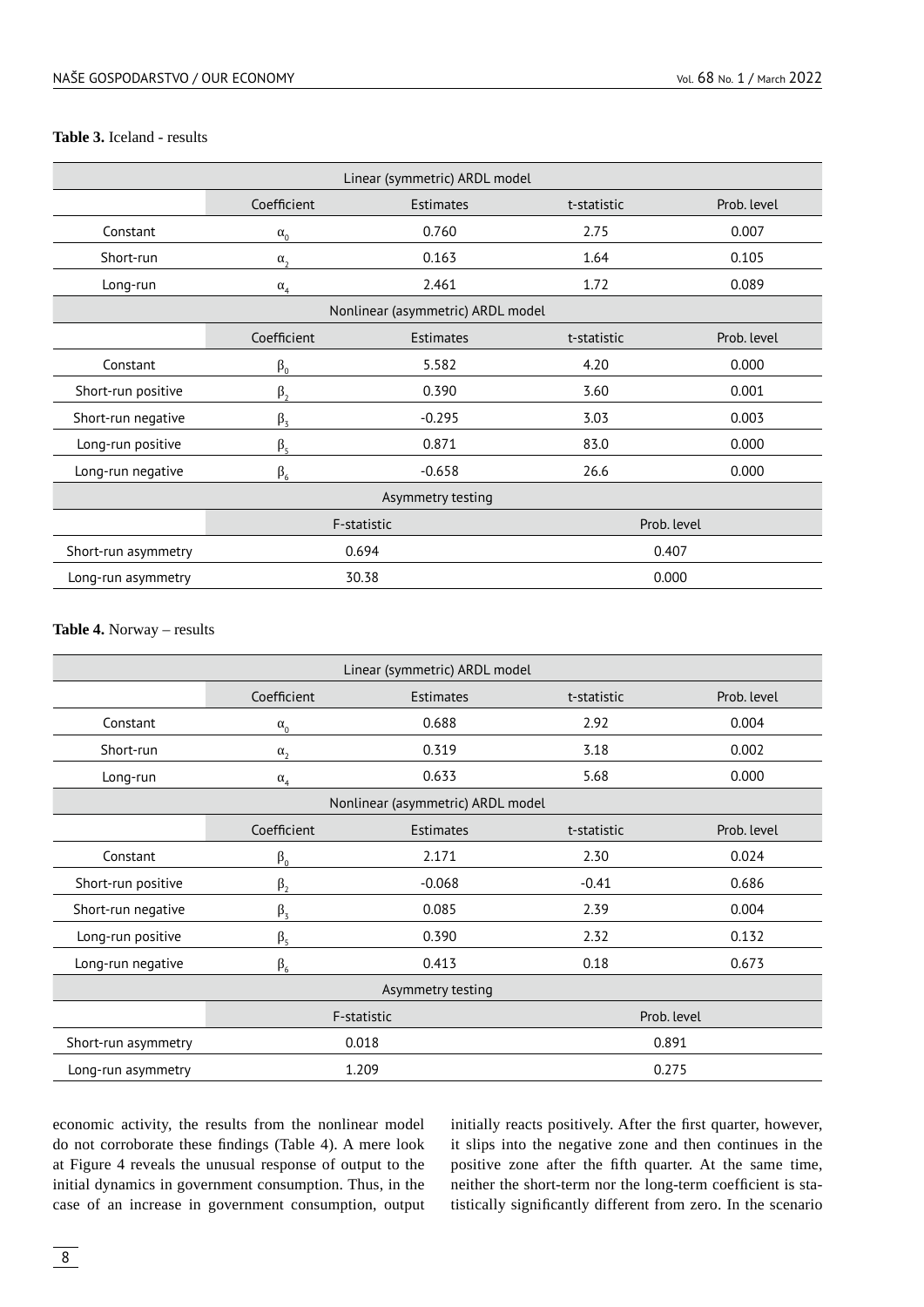**Table 3.** Iceland - results

| Linear (symmetric) ARDL model | | | | |
|---|---|---|---|---|
| | Coefficient | Estimates | t-statistic | Prob. level |
| Constant | $\alpha_0$ | 0.760 | 2.75 | 0.007 |
| Short-run | $\alpha_2$ | 0.163 | 1.64 | 0.105 |
| Long-run | $\alpha_4$ | 2.461 | 1.72 | 0.089 |
| Nonlinear (asymmetric) ARDL model | | | | |
| | Coefficient | Estimates | t-statistic | Prob. level |
| Constant | $\beta_0$ | 5.582 | 4.20 | 0.000 |
| Short-run positive | $\beta_2$ | 0.390 | 3.60 | 0.001 |
| Short-run negative | $\beta_3$ | -0.295 | 3.03 | 0.003 |
| Long-run positive | $\beta_5$ | 0.871 | 83.0 | 0.000 |
| Long-run negative | $\beta_6$ | -0.658 | 26.6 | 0.000 |
| Asymmetry testing | | | | |
| | F-statistic | | Prob. level | |
| Short-run asymmetry | 0.694 | | 0.407 | |
| Long-run asymmetry | 30.38 | | 0.000 | |

**Table 4.** Norway – results

| Linear (symmetric) ARDL model | | | | |
|---|---|---|---|---|
| | Coefficient | Estimates | t-statistic | Prob. level |
| Constant | $\alpha_0$ | 0.688 | 2.92 | 0.004 |
| Short-run | $\alpha_2$ | 0.319 | 3.18 | 0.002 |
| Long-run | $\alpha_4$ | 0.633 | 5.68 | 0.000 |
| Nonlinear (asymmetric) ARDL model | | | | |
| | Coefficient | Estimates | t-statistic | Prob. level |
| Constant | $\beta_0$ | 2.171 | 2.30 | 0.024 |
| Short-run positive | $\beta_2$ | -0.068 | -0.41 | 0.686 |
| Short-run negative | $\beta_3$ | 0.085 | 2.39 | 0.004 |
| Long-run positive | $\beta_5$ | 0.390 | 2.32 | 0.132 |
| Long-run negative | $\beta_6$ | 0.413 | 0.18 | 0.673 |
| Asymmetry testing | | | | |
| | F-statistic | | Prob. level | |
| Short-run asymmetry | 0.018 | | 0.891 | |
| Long-run asymmetry | 1.209 | | 0.275 | |

economic activity, the results from the nonlinear model do not corroborate these findings (Table 4). A mere look at Figure 4 reveals the unusual response of output to the initial dynamics in government consumption. Thus, in the case of an increase in government consumption, output initially reacts positively. After the first quarter, however, it slips into the negative zone and then continues in the positive zone after the fifth quarter. At the same time, neither the short-term nor the long-term coefficient is statistically significantly different from zero. In the scenario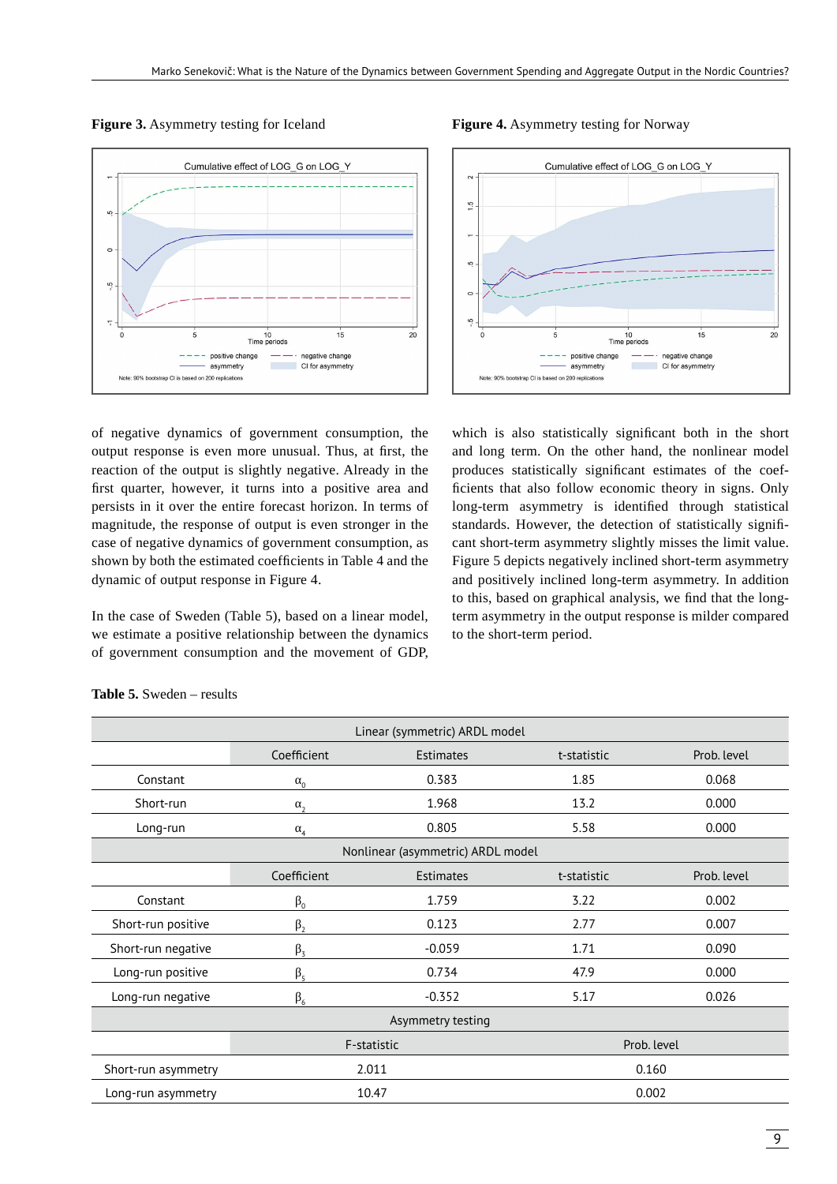**Figure 3.** Asymmetry testing for Iceland

Cumulative effect of LOG_G on LOG_Y

positive change
negative change
asymmetry
CI for asymmetry

Time periods

Note: 90% bootstrap CI is based on 200 replications

**Figure 4.** Asymmetry testing for Norway

Cumulative effect of LOG_G on LOG_Y

positive change
negative change
asymmetry
CI for asymmetry

Time periods

Note: 90% bootstrap CI is based on 200 replications

of negative dynamics of government consumption, the output response is even more unusual. Thus, at first, the reaction of the output is slightly negative. Already in the first quarter, however, it turns into a positive area and persists in it over the entire forecast horizon. In terms of magnitude, the response of output is even stronger in the case of negative dynamics of government consumption, as shown by both the estimated coefficients in Table 4 and the dynamic of output response in Figure 4.

In the case of Sweden (Table 5), based on a linear model, we estimate a positive relationship between the dynamics of government consumption and the movement of GDP, which is also statistically significant both in the short and long term. On the other hand, the nonlinear model produces statistically significant estimates of the coefficients that also follow economic theory in signs. Only long-term asymmetry is identified through statistical standards. However, the detection of statistically significant short-term asymmetry slightly misses the limit value. Figure 5 depicts negatively inclined short-term asymmetry and positively inclined long-term asymmetry. In addition to this, based on graphical analysis, we find that the long-term asymmetry in the output response is milder compared to the short-term period.

**Table 5.** Sweden – results

| Linear (symmetric) ARDL model | | | | |
|---|---|---|---|---|
| | Coefficient | Estimates | t-statistic | Prob. level |
| Constant | $\alpha_0$ | 0.383 | 1.85 | 0.068 |
| Short-run | $\alpha_2$ | 1.968 | 13.2 | 0.000 |
| Long-run | $\alpha_4$ | 0.805 | 5.58 | 0.000 |
| **Nonlinear (asymmetric) ARDL model** | | | | |
| | Coefficient | Estimates | t-statistic | Prob. level |
| Constant | $\beta_0$ | 1.759 | 3.22 | 0.002 |
| Short-run positive | $\beta_2$ | 0.123 | 2.77 | 0.007 |
| Short-run negative | $\beta_3$ | -0.059 | 1.71 | 0.090 |
| Long-run positive | $\beta_5$ | 0.734 | 47.9 | 0.000 |
| Long-run negative | $\beta_6$ | -0.352 | 5.17 | 0.026 |
| **Asymmetry testing** | | | | |
| | F-statistic | | Prob. level | |
| Short-run asymmetry | 2.011 | | 0.160 | |
| Long-run asymmetry | 10.47 | | 0.002 | |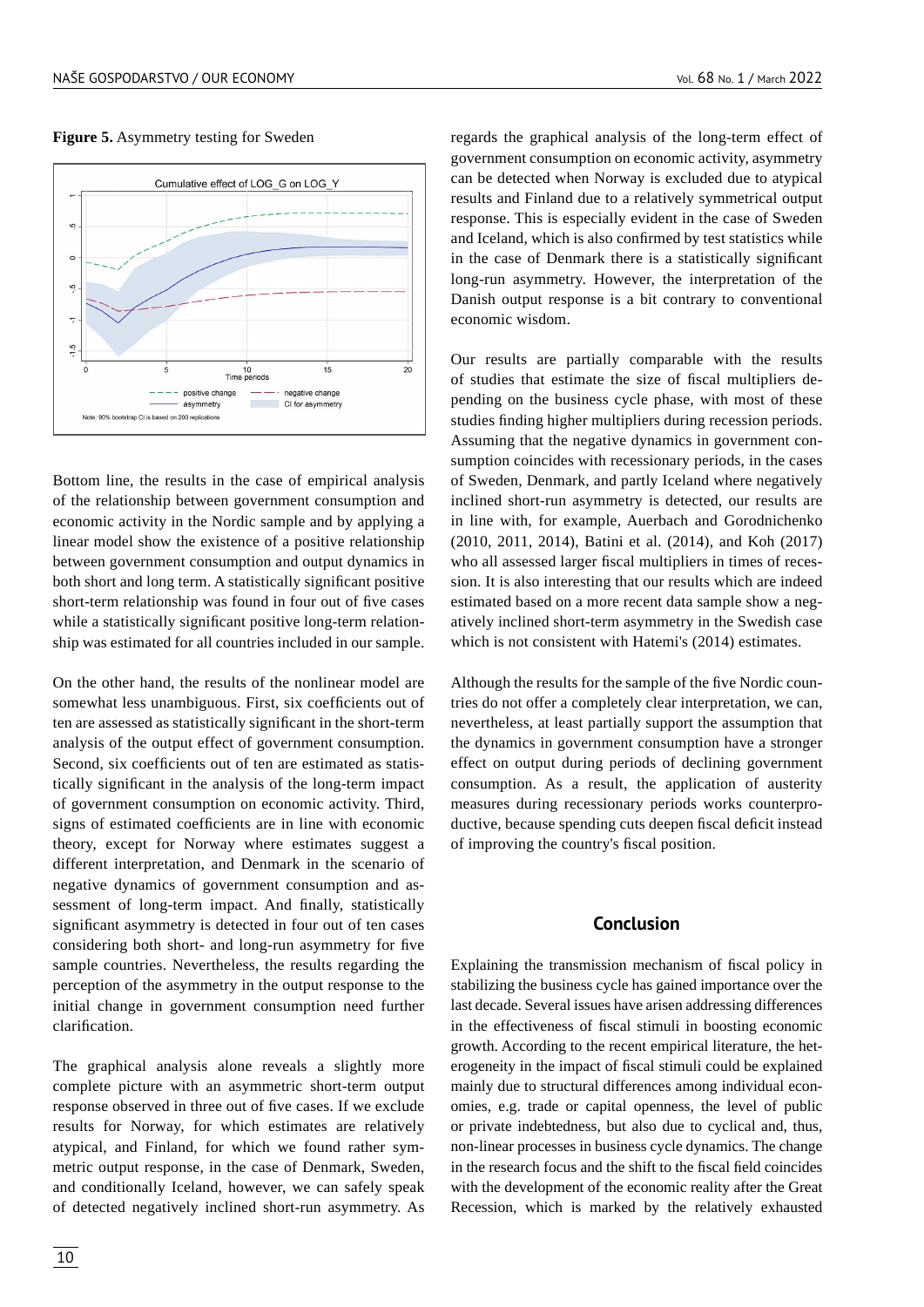**Figure 5.** Asymmetry testing for Sweden

Cumulative effect of LOG_G on LOG_Y

1
.5
0
-.5
-1
-1.5

0 5 10 15 20
Time periods

positive change
negative change
asymmetry
CI for asymmetry

Note: 90% bootstrap CI is based on 200 replications

Bottom line, the results in the case of empirical analysis of the relationship between government consumption and economic activity in the Nordic sample and by applying a linear model show the existence of a positive relationship between government consumption and output dynamics in both short and long term. A statistically significant positive short-term relationship was found in four out of five cases while a statistically significant positive long-term relationship was estimated for all countries included in our sample.

On the other hand, the results of the nonlinear model are somewhat less unambiguous. First, six coefficients out of ten are assessed as statistically significant in the short-term analysis of the output effect of government consumption. Second, six coefficients out of ten are estimated as statistically significant in the analysis of the long-term impact of government consumption on economic activity. Third, signs of estimated coefficients are in line with economic theory, except for Norway where estimates suggest a different interpretation, and Denmark in the scenario of negative dynamics of government consumption and assessment of long-term impact. And finally, statistically significant asymmetry is detected in four out of ten cases considering both short- and long-run asymmetry for five sample countries. Nevertheless, the results regarding the perception of the asymmetry in the output response to the initial change in government consumption need further clarification.

The graphical analysis alone reveals a slightly more complete picture with an asymmetric short-term output response observed in three out of five cases. If we exclude results for Norway, for which estimates are relatively atypical, and Finland, for which we found rather symmetric output response, in the case of Denmark, Sweden, and conditionally Iceland, however, we can safely speak of detected negatively inclined short-run asymmetry. As regards the graphical analysis of the long-term effect of government consumption on economic activity, asymmetry can be detected when Norway is excluded due to atypical results and Finland due to a relatively symmetrical output response. This is especially evident in the case of Sweden and Iceland, which is also confirmed by test statistics while in the case of Denmark there is a statistically significant long-run asymmetry. However, the interpretation of the Danish output response is a bit contrary to conventional economic wisdom.

Our results are partially comparable with the results of studies that estimate the size of fiscal multipliers depending on the business cycle phase, with most of these studies finding higher multipliers during recession periods. Assuming that the negative dynamics in government consumption coincides with recessionary periods, in the cases of Sweden, Denmark, and partly Iceland where negatively inclined short-run asymmetry is detected, our results are in line with, for example, Auerbach and Gorodnichenko (2010, 2011, 2014), Batini et al. (2014), and Koh (2017) who all assessed larger fiscal multipliers in times of recession. It is also interesting that our results which are indeed estimated based on a more recent data sample show a negatively inclined short-term asymmetry in the Swedish case which is not consistent with Hatemi's (2014) estimates.

Although the results for the sample of the five Nordic countries do not offer a completely clear interpretation, we can, nevertheless, at least partially support the assumption that the dynamics in government consumption have a stronger effect on output during periods of declining government consumption. As a result, the application of austerity measures during recessionary periods works counterproductive, because spending cuts deepen fiscal deficit instead of improving the country's fiscal position.

## Conclusion

Explaining the transmission mechanism of fiscal policy in stabilizing the business cycle has gained importance over the last decade. Several issues have arisen addressing differences in the effectiveness of fiscal stimuli in boosting economic growth. According to the recent empirical literature, the heterogeneity in the impact of fiscal stimuli could be explained mainly due to structural differences among individual economies, e.g. trade or capital openness, the level of public or private indebtedness, but also due to cyclical and, thus, non-linear processes in business cycle dynamics. The change in the research focus and the shift to the fiscal field coincides with the development of the economic reality after the Great Recession, which is marked by the relatively exhausted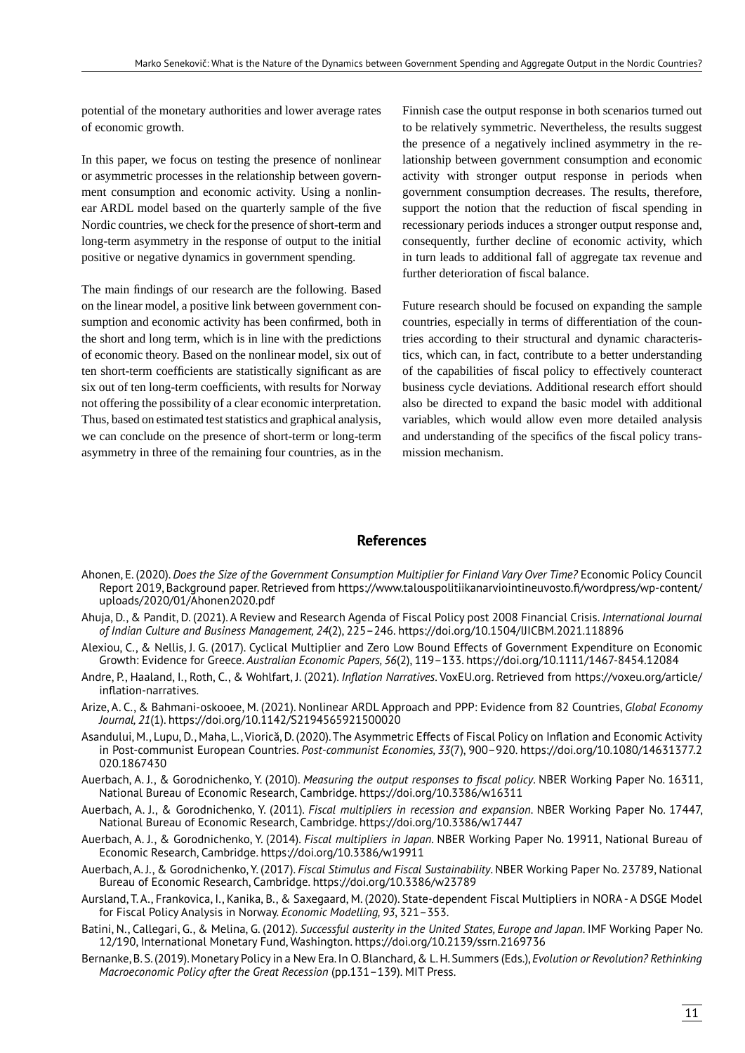potential of the monetary authorities and lower average rates of economic growth.

In this paper, we focus on testing the presence of nonlinear or asymmetric processes in the relationship between government consumption and economic activity. Using a nonlinear ARDL model based on the quarterly sample of the five Nordic countries, we check for the presence of short-term and long-term asymmetry in the response of output to the initial positive or negative dynamics in government spending.

The main findings of our research are the following. Based on the linear model, a positive link between government consumption and economic activity has been confirmed, both in the short and long term, which is in line with the predictions of economic theory. Based on the nonlinear model, six out of ten short-term coefficients are statistically significant as are six out of ten long-term coefficients, with results for Norway not offering the possibility of a clear economic interpretation. Thus, based on estimated test statistics and graphical analysis, we can conclude on the presence of short-term or long-term asymmetry in three of the remaining four countries, as in the Finnish case the output response in both scenarios turned out to be relatively symmetric. Nevertheless, the results suggest the presence of a negatively inclined asymmetry in the relationship between government consumption and economic activity with stronger output response in periods when government consumption decreases. The results, therefore, support the notion that the reduction of fiscal spending in recessionary periods induces a stronger output response and, consequently, further decline of economic activity, which in turn leads to additional fall of aggregate tax revenue and further deterioration of fiscal balance.

Future research should be focused on expanding the sample countries, especially in terms of differentiation of the countries according to their structural and dynamic characteristics, which can, in fact, contribute to a better understanding of the capabilities of fiscal policy to effectively counteract business cycle deviations. Additional research effort should also be directed to expand the basic model with additional variables, which would allow even more detailed analysis and understanding of the specifics of the fiscal policy transmission mechanism.

## References

Ahonen, E. (2020). *Does the Size of the Government Consumption Multiplier for Finland Vary Over Time?* Economic Policy Council Report 2019, Background paper. Retrieved from https://www.talouspolitiikanarviointineuvosto.fi/wordpress/wp-content/uploads/2020/01/Ahonen2020.pdf

Ahuja, D., & Pandit, D. (2021). A Review and Research Agenda of Fiscal Policy post 2008 Financial Crisis. *International Journal of Indian Culture and Business Management, 24*(2), 225–246. https://doi.org/10.1504/IJICBM.2021.118896

Alexiou, C., & Nellis, J. G. (2017). Cyclical Multiplier and Zero Low Bound Effects of Government Expenditure on Economic Growth: Evidence for Greece. *Australian Economic Papers, 56*(2), 119–133. https://doi.org/10.1111/1467-8454.12084

Andre, P., Haaland, I., Roth, C., & Wohlfart, J. (2021). *Inflation Narratives*. VoxEU.org. Retrieved from https://voxeu.org/article/inflation-narratives.

Arize, A. C., & Bahmani-oskooee, M. (2021). Nonlinear ARDL Approach and PPP: Evidence from 82 Countries, *Global Economy Journal, 21*(1). https://doi.org/10.1142/S2194565921500020

Asandului, M., Lupu, D., Maha, L., Viorică, D. (2020). The Asymmetric Effects of Fiscal Policy on Inflation and Economic Activity in Post-communist European Countries. *Post-communist Economies, 33*(7), 900–920. https://doi.org/10.1080/14631377.2020.1867430

Auerbach, A. J., & Gorodnichenko, Y. (2010). *Measuring the output responses to fiscal policy*. NBER Working Paper No. 16311, National Bureau of Economic Research, Cambridge. https://doi.org/10.3386/w16311

Auerbach, A. J., & Gorodnichenko, Y. (2011). *Fiscal multipliers in recession and expansion*. NBER Working Paper No. 17447, National Bureau of Economic Research, Cambridge. https://doi.org/10.3386/w17447

Auerbach, A. J., & Gorodnichenko, Y. (2014). *Fiscal multipliers in Japan*. NBER Working Paper No. 19911, National Bureau of Economic Research, Cambridge. https://doi.org/10.3386/w19911

Auerbach, A. J., & Gorodnichenko, Y. (2017). *Fiscal Stimulus and Fiscal Sustainability*. NBER Working Paper No. 23789, National Bureau of Economic Research, Cambridge. https://doi.org/10.3386/w23789

Aursland, T. A., Frankovica, I., Kanika, B., & Saxegaard, M. (2020). State-dependent Fiscal Multipliers in NORA - A DSGE Model for Fiscal Policy Analysis in Norway. *Economic Modelling, 93*, 321–353.

Batini, N., Callegari, G., & Melina, G. (2012). *Successful austerity in the United States, Europe and Japan*. IMF Working Paper No. 12/190, International Monetary Fund, Washington. https://doi.org/10.2139/ssrn.2169736

Bernanke, B. S. (2019). Monetary Policy in a New Era. In O. Blanchard, & L. H. Summers (Eds.), *Evolution or Revolution? Rethinking Macroeconomic Policy after the Great Recession* (pp.131–139). MIT Press.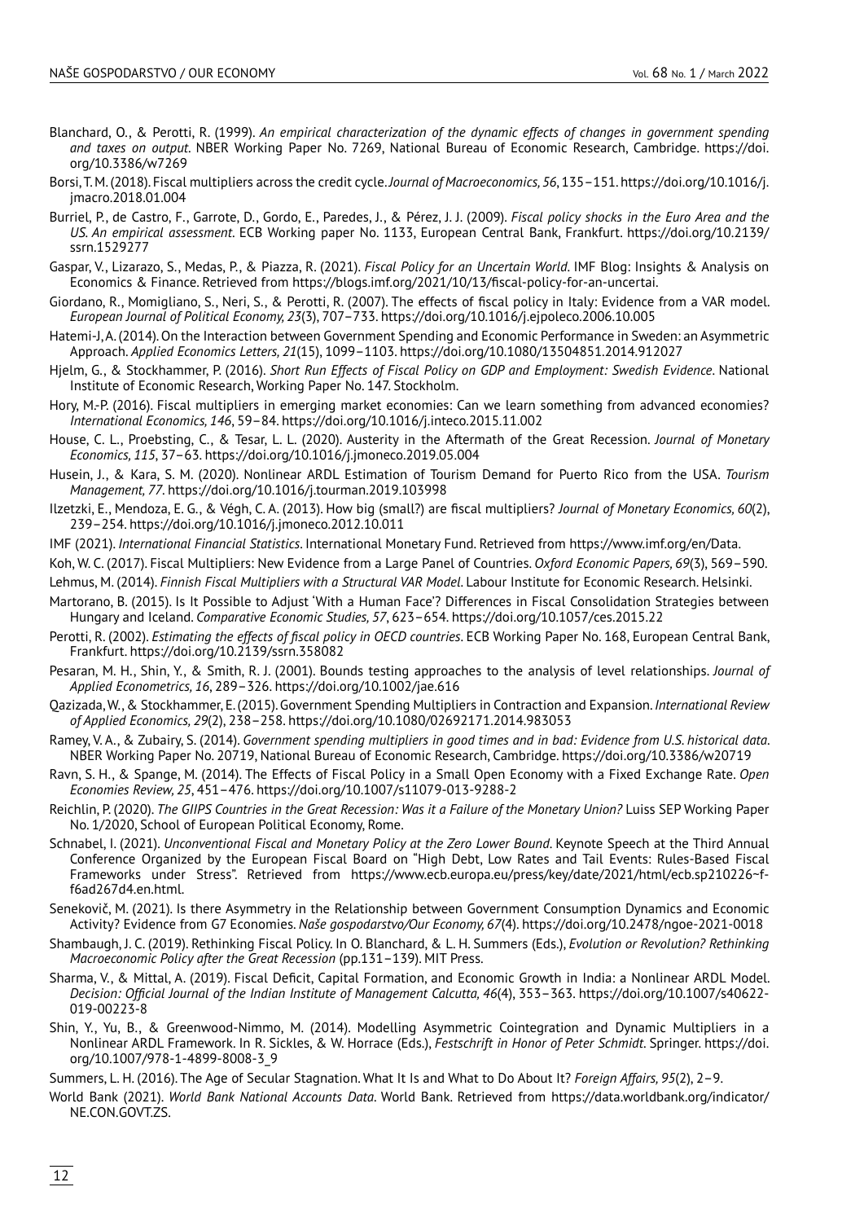Blanchard, O., & Perotti, R. (1999). *An empirical characterization of the dynamic effects of changes in government spending and taxes on output*. NBER Working Paper No. 7269, National Bureau of Economic Research, Cambridge. https://doi.org/10.3386/w7269

Borsi, T. M. (2018). Fiscal multipliers across the credit cycle. *Journal of Macroeconomics, 56*, 135–151. https://doi.org/10.1016/j.jmacro.2018.01.004

Burriel, P., de Castro, F., Garrote, D., Gordo, E., Paredes, J., & Pérez, J. J. (2009). *Fiscal policy shocks in the Euro Area and the US. An empirical assessment*. ECB Working paper No. 1133, European Central Bank, Frankfurt. https://doi.org/10.2139/ssrn.1529277

Gaspar, V., Lizarazo, S., Medas, P., & Piazza, R. (2021). *Fiscal Policy for an Uncertain World*. IMF Blog: Insights & Analysis on Economics & Finance. Retrieved from https://blogs.imf.org/2021/10/13/fiscal-policy-for-an-uncertai.

Giordano, R., Momigliano, S., Neri, S., & Perotti, R. (2007). The effects of fiscal policy in Italy: Evidence from a VAR model. *European Journal of Political Economy, 23*(3), 707–733. https://doi.org/10.1016/j.ejpoleco.2006.10.005

Hatemi-J, A. (2014). On the Interaction between Government Spending and Economic Performance in Sweden: an Asymmetric Approach. *Applied Economics Letters, 21*(15), 1099–1103. https://doi.org/10.1080/13504851.2014.912027

Hjelm, G., & Stockhammer, P. (2016). *Short Run Effects of Fiscal Policy on GDP and Employment: Swedish Evidence*. National Institute of Economic Research, Working Paper No. 147. Stockholm.

Hory, M.-P. (2016). Fiscal multipliers in emerging market economies: Can we learn something from advanced economies? *International Economics, 146*, 59–84. https://doi.org/10.1016/j.inteco.2015.11.002

House, C. L., Proebsting, C., & Tesar, L. L. (2020). Austerity in the Aftermath of the Great Recession. *Journal of Monetary Economics, 115*, 37–63. https://doi.org/10.1016/j.jmoneco.2019.05.004

Husein, J., & Kara, S. M. (2020). Nonlinear ARDL Estimation of Tourism Demand for Puerto Rico from the USA. *Tourism Management, 77*. https://doi.org/10.1016/j.tourman.2019.103998

Ilzetzki, E., Mendoza, E. G., & Végh, C. A. (2013). How big (small?) are fiscal multipliers? *Journal of Monetary Economics, 60*(2), 239–254. https://doi.org/10.1016/j.jmoneco.2012.10.011

IMF (2021). *International Financial Statistics*. International Monetary Fund. Retrieved from https://www.imf.org/en/Data.

Koh, W. C. (2017). Fiscal Multipliers: New Evidence from a Large Panel of Countries. *Oxford Economic Papers, 69*(3), 569–590.

Lehmus, M. (2014). *Finnish Fiscal Multipliers with a Structural VAR Model*. Labour Institute for Economic Research. Helsinki.

Martorano, B. (2015). Is It Possible to Adjust 'With a Human Face'? Differences in Fiscal Consolidation Strategies between Hungary and Iceland. *Comparative Economic Studies, 57*, 623–654. https://doi.org/10.1057/ces.2015.22

Perotti, R. (2002). *Estimating the effects of fiscal policy in OECD countries*. ECB Working Paper No. 168, European Central Bank, Frankfurt. https://doi.org/10.2139/ssrn.358082

Pesaran, M. H., Shin, Y., & Smith, R. J. (2001). Bounds testing approaches to the analysis of level relationships. *Journal of Applied Econometrics, 16*, 289–326. https://doi.org/10.1002/jae.616

Qazizada, W., & Stockhammer, E. (2015). Government Spending Multipliers in Contraction and Expansion. *International Review of Applied Economics, 29*(2), 238–258. https://doi.org/10.1080/02692171.2014.983053

Ramey, V. A., & Zubairy, S. (2014). *Government spending multipliers in good times and in bad: Evidence from U.S. historical data*. NBER Working Paper No. 20719, National Bureau of Economic Research, Cambridge. https://doi.org/10.3386/w20719

Ravn, S. H., & Spange, M. (2014). The Effects of Fiscal Policy in a Small Open Economy with a Fixed Exchange Rate. *Open Economies Review, 25*, 451–476. https://doi.org/10.1007/s11079-013-9288-2

Reichlin, P. (2020). *The GIIPS Countries in the Great Recession: Was it a Failure of the Monetary Union?* Luiss SEP Working Paper No. 1/2020, School of European Political Economy, Rome.

Schnabel, I. (2021). *Unconventional Fiscal and Monetary Policy at the Zero Lower Bound*. Keynote Speech at the Third Annual Conference Organized by the European Fiscal Board on "High Debt, Low Rates and Tail Events: Rules-Based Fiscal Frameworks under Stress". Retrieved from https://www.ecb.europa.eu/press/key/date/2021/html/ecb.sp210226~ff6ad267d4.en.html.

Senekovič, M. (2021). Is there Asymmetry in the Relationship between Government Consumption Dynamics and Economic Activity? Evidence from G7 Economies. *Naše gospodarstvo/Our Economy, 67*(4). https://doi.org/10.2478/ngoe-2021-0018

Shambaugh, J. C. (2019). Rethinking Fiscal Policy. In O. Blanchard, & L. H. Summers (Eds.), *Evolution or Revolution? Rethinking Macroeconomic Policy after the Great Recession* (pp.131–139). MIT Press.

Sharma, V., & Mittal, A. (2019). Fiscal Deficit, Capital Formation, and Economic Growth in India: a Nonlinear ARDL Model. *Decision: Official Journal of the Indian Institute of Management Calcutta, 46*(4), 353–363. https://doi.org/10.1007/s40622-019-00223-8

Shin, Y., Yu, B., & Greenwood-Nimmo, M. (2014). Modelling Asymmetric Cointegration and Dynamic Multipliers in a Nonlinear ARDL Framework. In R. Sickles, & W. Horrace (Eds.), *Festschrift in Honor of Peter Schmidt*. Springer. https://doi.org/10.1007/978-1-4899-8008-3_9

Summers, L. H. (2016). The Age of Secular Stagnation. What It Is and What to Do About It? *Foreign Affairs, 95*(2), 2–9.

World Bank (2021). *World Bank National Accounts Data*. World Bank. Retrieved from https://data.worldbank.org/indicator/NE.CON.GOVT.ZS.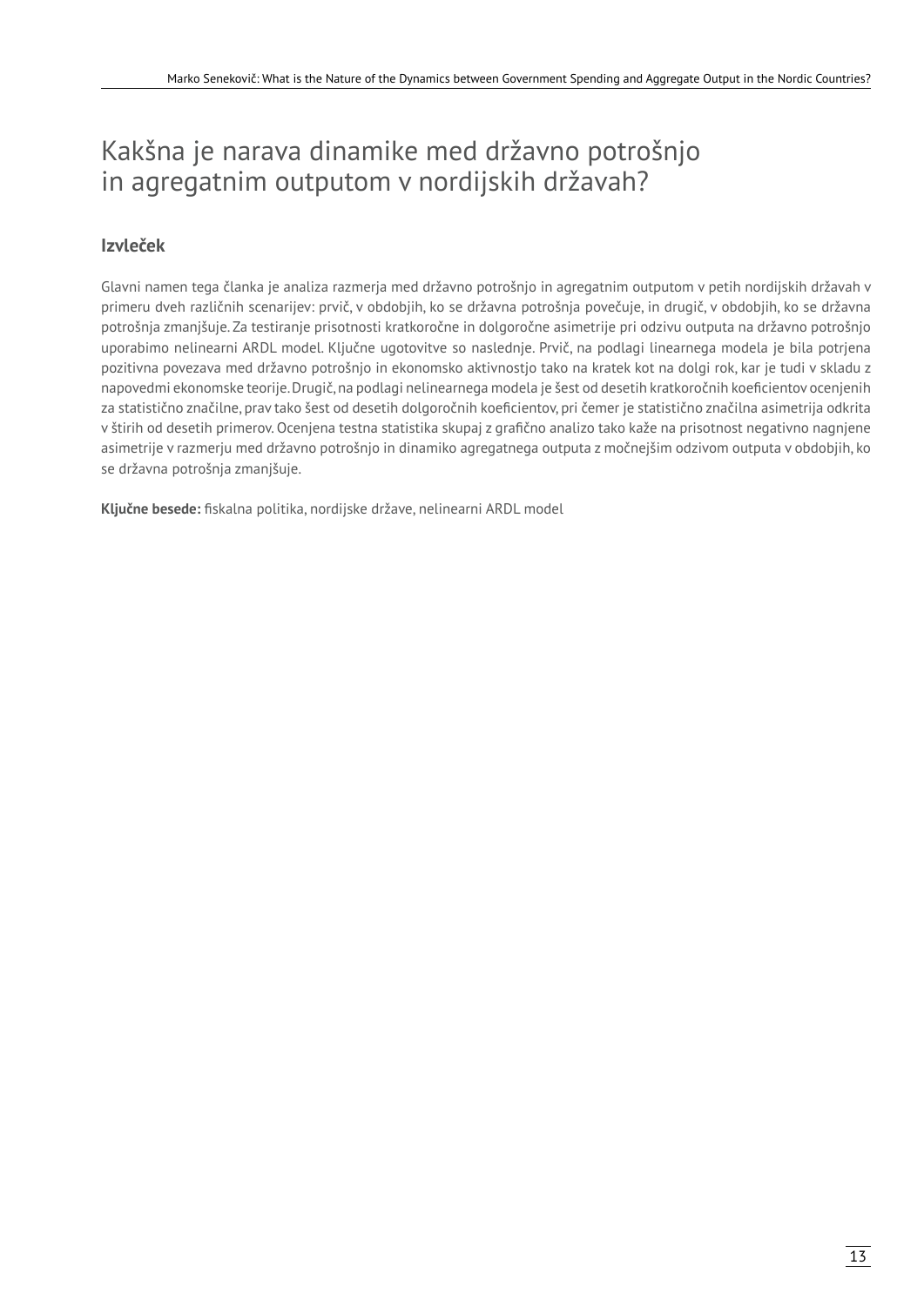# Kakšna je narava dinamike med državno potrošnjo in agregatnim outputom v nordijskih državah?

## Izvleček

Glavni namen tega članka je analiza razmerja med državno potrošnjo in agregatnim outputom v petih nordijskih državah v primeru dveh različnih scenarijev: prvič, v obdobjih, ko se državna potrošnja povečuje, in drugič, v obdobjih, ko se državna potrošnja zmanjšuje. Za testiranje prisotnosti kratkoročne in dolgoročne asimetrije pri odzivu outputa na državno potrošnjo uporabimo nelinearni ARDL model. Ključne ugotovitve so naslednje. Prvič, na podlagi linearnega modela je bila potrjena pozitivna povezava med državno potrošnjo in ekonomsko aktivnostjo tako na kratek kot na dolgi rok, kar je tudi v skladu z napovedmi ekonomske teorije. Drugič, na podlagi nelinearnega modela je šest od desetih kratkoročnih koeficientov ocenjenih za statistično značilne, prav tako šest od desetih dolgoročnih koeficientov, pri čemer je statistično značilna asimetrija odkrita v štirih od desetih primerov. Ocenjena testna statistika skupaj z grafično analizo tako kaže na prisotnost negativno nagnjene asimetrije v razmerju med državno potrošnjo in dinamiko agregatnega outputa z močnejšim odzivom outputa v obdobjih, ko se državna potrošnja zmanjšuje.

**Ključne besede:** fiskalna politika, nordijske države, nelinearni ARDL model